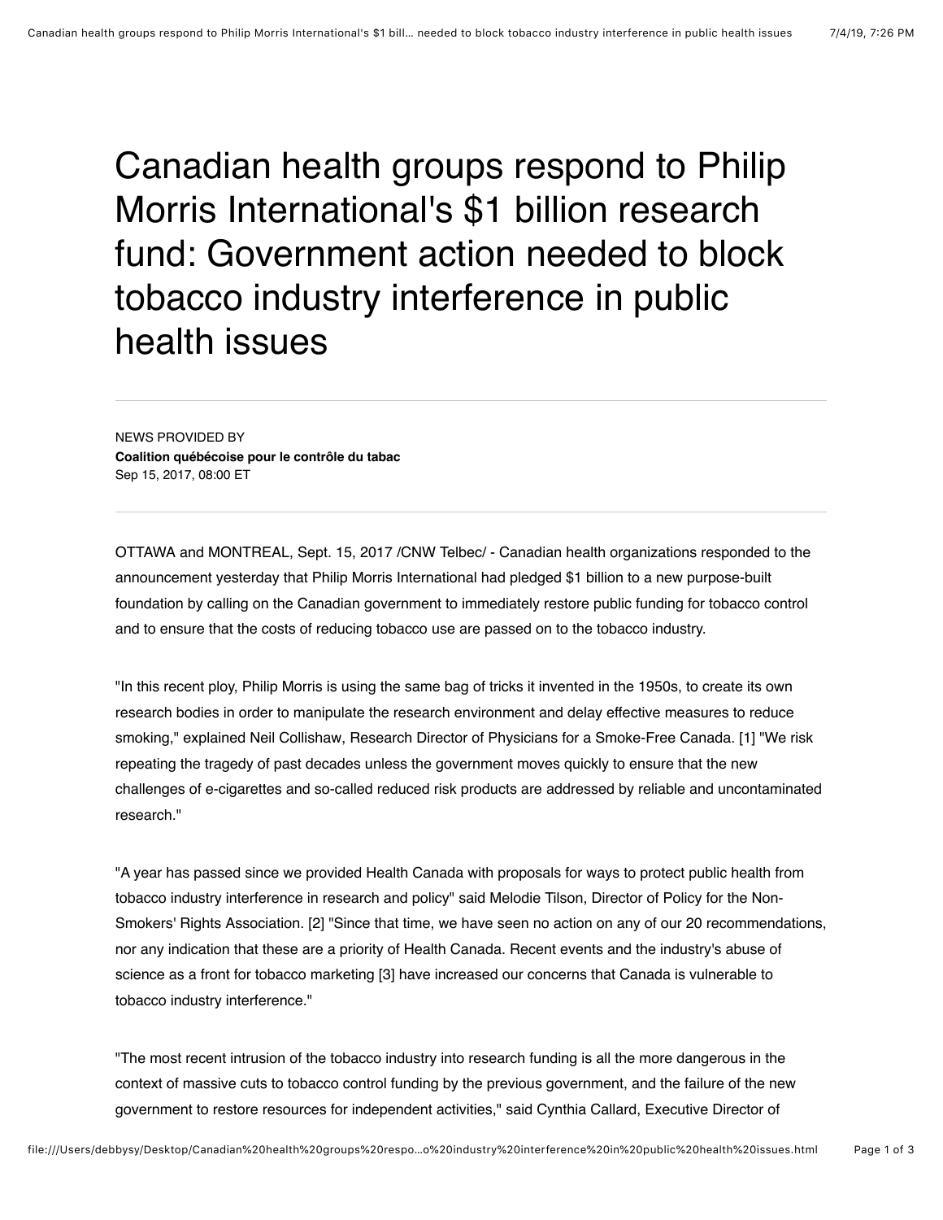# Canadian health groups respond to Philip Morris International's $1 billion research fund: Government action needed to block tobacco industry interference in public health issues

NEWS PROVIDED BY

**Coalition québécoise pour le contrôle du tabac**

Sep 15, 2017, 08:00 ET

OTTAWA and MONTREAL, Sept. 15, 2017 /CNW Telbec/ - Canadian health organizations responded to the announcement yesterday that Philip Morris International had pledged $1 billion to a new purpose-built foundation by calling on the Canadian government to immediately restore public funding for tobacco control and to ensure that the costs of reducing tobacco use are passed on to the tobacco industry.

"In this recent ploy, Philip Morris is using the same bag of tricks it invented in the 1950s, to create its own research bodies in order to manipulate the research environment and delay effective measures to reduce smoking," explained Neil Collishaw, Research Director of Physicians for a Smoke-Free Canada. [1] "We risk repeating the tragedy of past decades unless the government moves quickly to ensure that the new challenges of e-cigarettes and so-called reduced risk products are addressed by reliable and uncontaminated research."

"A year has passed since we provided Health Canada with proposals for ways to protect public health from tobacco industry interference in research and policy" said Melodie Tilson, Director of Policy for the Non-Smokers' Rights Association. [2] "Since that time, we have seen no action on any of our 20 recommendations, nor any indication that these are a priority of Health Canada. Recent events and the industry's abuse of science as a front for tobacco marketing [3] have increased our concerns that Canada is vulnerable to tobacco industry interference."

"The most recent intrusion of the tobacco industry into research funding is all the more dangerous in the context of massive cuts to tobacco control funding by the previous government, and the failure of the new government to restore resources for independent activities," said Cynthia Callard, Executive Director of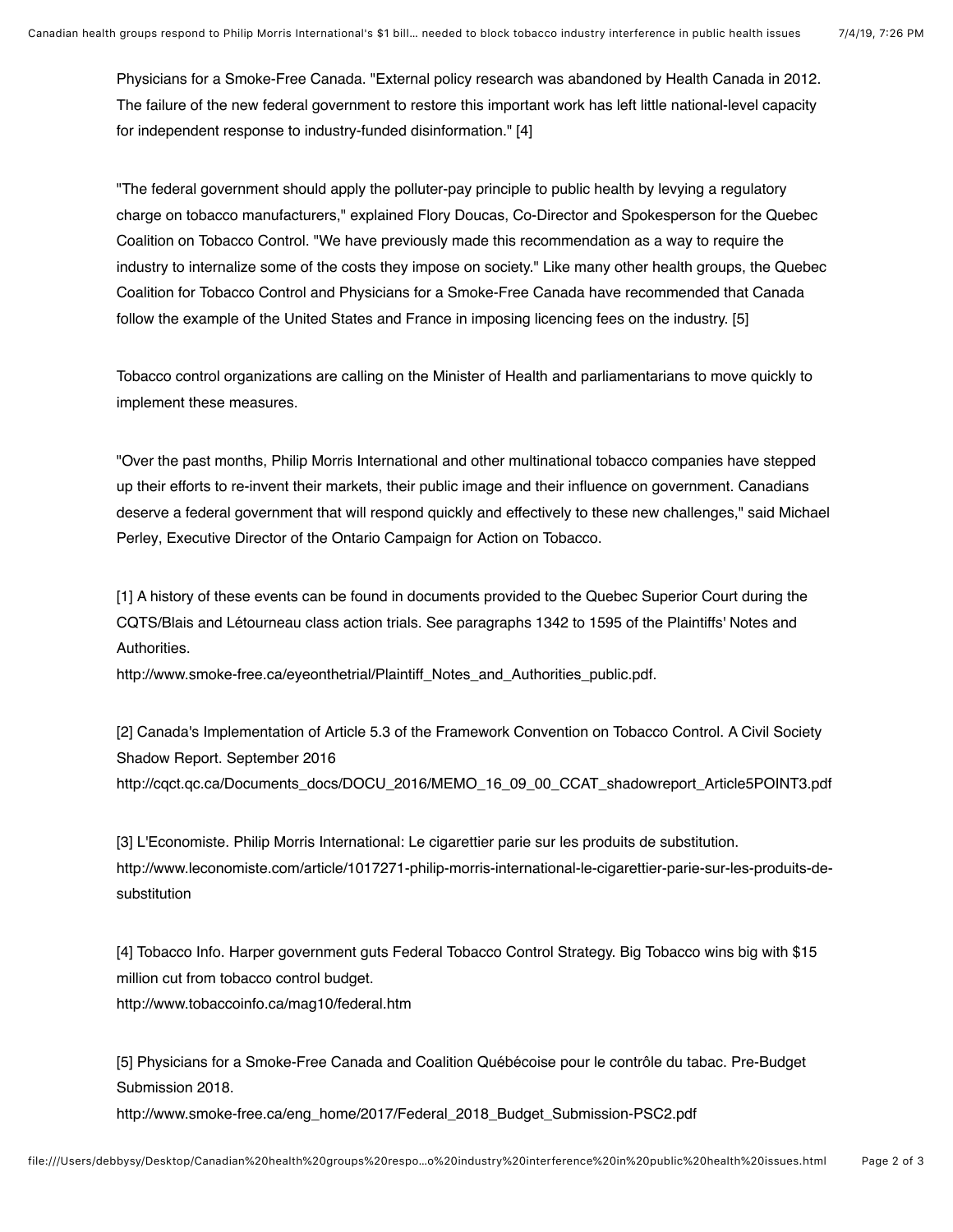Physicians for a Smoke-Free Canada. "External policy research was abandoned by Health Canada in 2012. The failure of the new federal government to restore this important work has left little national-level capacity for independent response to industry-funded disinformation." [4]

"The federal government should apply the polluter-pay principle to public health by levying a regulatory charge on tobacco manufacturers," explained Flory Doucas, Co-Director and Spokesperson for the Quebec Coalition on Tobacco Control. "We have previously made this recommendation as a way to require the industry to internalize some of the costs they impose on society." Like many other health groups, the Quebec Coalition for Tobacco Control and Physicians for a Smoke-Free Canada have recommended that Canada follow the example of the United States and France in imposing licencing fees on the industry. [5]

Tobacco control organizations are calling on the Minister of Health and parliamentarians to move quickly to implement these measures.

"Over the past months, Philip Morris International and other multinational tobacco companies have stepped up their efforts to re-invent their markets, their public image and their influence on government. Canadians deserve a federal government that will respond quickly and effectively to these new challenges," said Michael Perley, Executive Director of the Ontario Campaign for Action on Tobacco.

[1] A history of these events can be found in documents provided to the Quebec Superior Court during the CQTS/Blais and Létourneau class action trials. See paragraphs 1342 to 1595 of the Plaintiffs' Notes and Authorities.
http://www.smoke-free.ca/eyeonthetrial/Plaintiff_Notes_and_Authorities_public.pdf.

[2] Canada's Implementation of Article 5.3 of the Framework Convention on Tobacco Control. A Civil Society Shadow Report. September 2016
http://cqct.qc.ca/Documents_docs/DOCU_2016/MEMO_16_09_00_CCAT_shadowreport_Article5POINT3.pdf

[3] L'Economiste. Philip Morris International: Le cigarettier parie sur les produits de substitution.
http://www.leconomiste.com/article/1017271-philip-morris-international-le-cigarettier-parie-sur-les-produits-de-substitution

[4] Tobacco Info. Harper government guts Federal Tobacco Control Strategy. Big Tobacco wins big with $15 million cut from tobacco control budget.
http://www.tobaccoinfo.ca/mag10/federal.htm

[5] Physicians for a Smoke-Free Canada and Coalition Québécoise pour le contrôle du tabac. Pre-Budget Submission 2018.
http://www.smoke-free.ca/eng_home/2017/Federal_2018_Budget_Submission-PSC2.pdf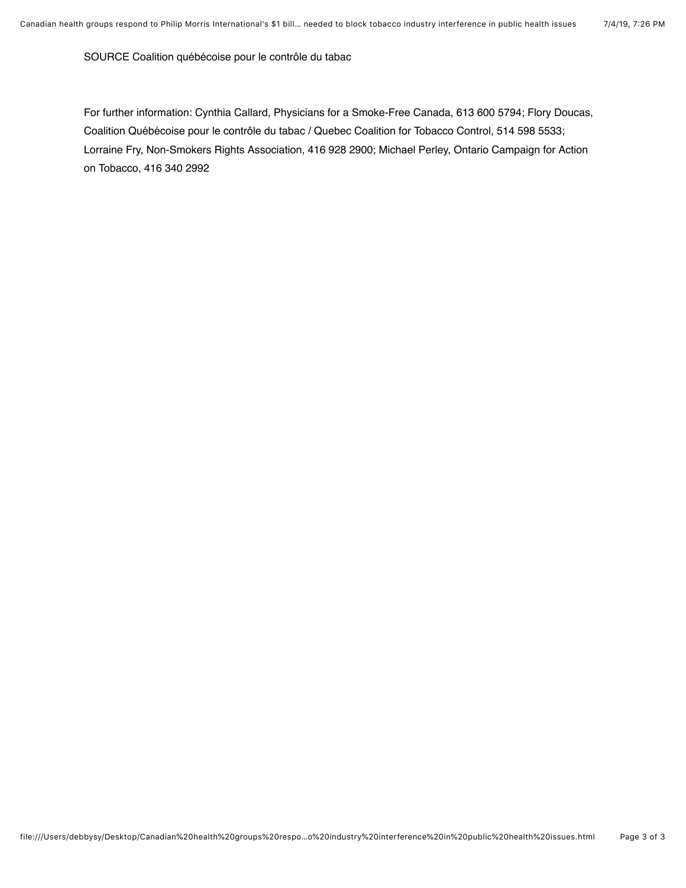SOURCE Coalition québécoise pour le contrôle du tabac

For further information: Cynthia Callard, Physicians for a Smoke-Free Canada, 613 600 5794; Flory Doucas, Coalition Québécoise pour le contrôle du tabac / Quebec Coalition for Tobacco Control, 514 598 5533; Lorraine Fry, Non-Smokers Rights Association, 416 928 2900; Michael Perley, Ontario Campaign for Action on Tobacco, 416 340 2992